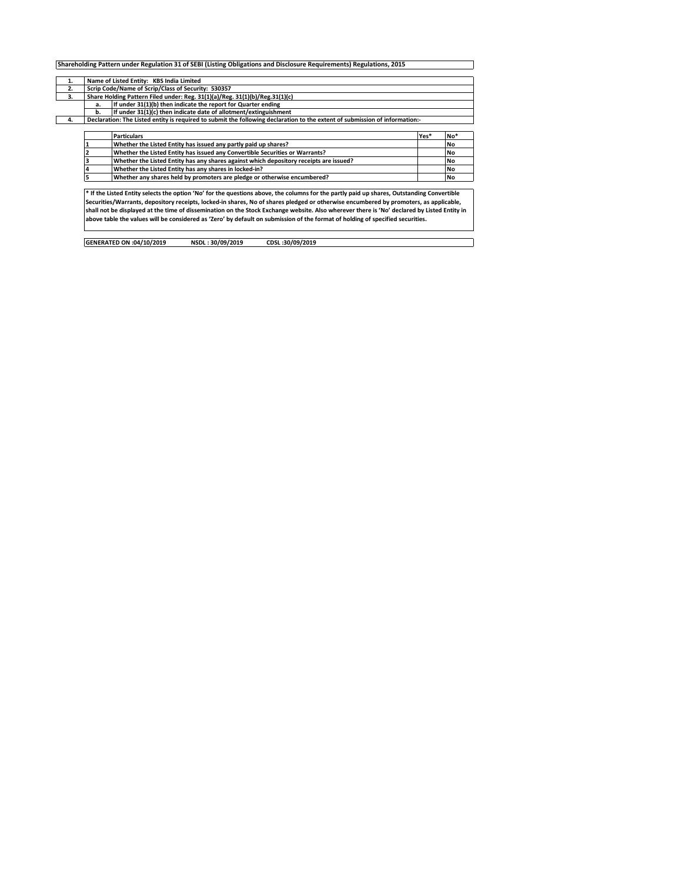**Shareholding Pattern under Regulation 31 of SEBI (Listing Obligations and Disclosure Requirements) Regulations, 2015**

| | | |
|---|---|---|
| 1. | Name of Listed Entity: KBS India Limited | |
| 2. | Scrip Code/Name of Scrip/Class of Security: 530357 | |
| 3. | Share Holding Pattern Filed under: Reg. 31(1)(a)/Reg. 31(1)(b)/Reg.31(1)(c) | |
| | a. | If under 31(1)(b) then indicate the report for Quarter ending |
| | b. | If under 31(1)(c) then indicate date of allotment/extinguishment |
| 4. | Declaration: The Listed entity is required to submit the following declaration to the extent of submission of information:- | |

| | Particulars | Yes* | No* |
|---|---|---|---|
| 1 | Whether the Listed Entity has issued any partly paid up shares? | | No |
| 2 | Whether the Listed Entity has issued any Convertible Securities or Warrants? | | No |
| 3 | Whether the Listed Entity has any shares against which depository receipts are issued? | | No |
| 4 | Whether the Listed Entity has any shares in locked-in? | | No |
| 5 | Whether any shares held by promoters are pledge or otherwise encumbered? | | No |

* If the Listed Entity selects the option 'No' for the questions above, the columns for the partly paid up shares, Outstanding Convertible Securities/Warrants, depository receipts, locked-in shares, No of shares pledged or otherwise encumbered by promoters, as applicable, shall not be displayed at the time of dissemination on the Stock Exchange website. Also wherever there is 'No' declared by Listed Entity in above table the values will be considered as 'Zero' by default on submission of the format of holding of specified securities.

**GENERATED ON :04/10/2019 NSDL : 30/09/2019 CDSL :30/09/2019**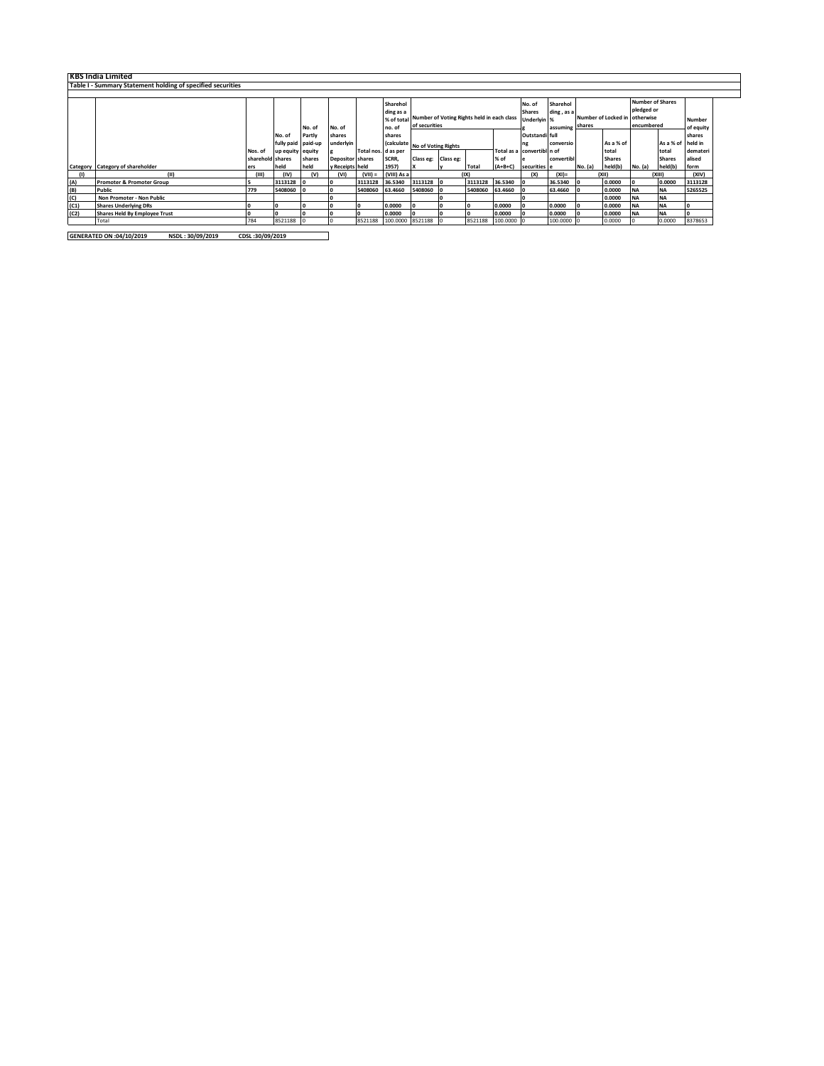**KBS India Limited**

**Table I - Summary Statement holding of specified securities**

| Category | Category of shareholder | Nos. of shareholders | No. of fully paid up equity shares held | No. of Partly paid-up equity shares held | No. of shares underlying Depository Receipts | Total nos. shares held | Shareholding as a % of total no. of shares (calculated as per SCRR, 1957) | Number of Voting Rights held in each class of securities | | | | No. of Shares Underlying Outstanding convertible securities | Shareholding , as a % assuming full conversion of convertible | Number of Locked in shares | | Number of Shares pledged or otherwise encumbered | | Number of equity shares held in dematerialised form |
|---|---|---|---|---|---|---|---|---|---|---|---|---|---|---|---|---|---|---|
| | | | | | | | | No of Voting Rights | | | Total as a % of (A+B+C) | | | No. (a) | As a % of total Shares held(b) | No. (a) | As a % of total Shares held(b) | |
| | | | | | | | | Class eg: X | Class eg: y | Total | | | | | | | | |
| (I) | (II) | (III) | (IV) | (V) | (VI) | (VII) = | (VIII) As a | (IX) | | | | (X) | (XI)= | (XII) | | (XIII) | | (XIV) |
| (A) | Promoter & Promoter Group | 5 | 3113128 | 0 | 0 | 3113128 | 36.5340 | 3113128 | 0 | 3113128 | 36.5340 | 0 | 36.5340 | 0 | 0.0000 | 0 | 0.0000 | 3113128 |
| (B) | Public | 779 | 5408060 | 0 | 0 | 5408060 | 63.4660 | 5408060 | 0 | 5408060 | 63.4660 | 0 | 63.4660 | 0 | 0.0000 | NA | NA | 5265525 |
| (C) | Non Promoter - Non Public | | | | 0 | | | | 0 | | | 0 | | | 0.0000 | NA | NA | |
| (C1) | Shares Underlying DRs | 0 | 0 | 0 | 0 | 0 | 0.0000 | 0 | 0 | 0 | 0.0000 | 0 | 0.0000 | 0 | 0.0000 | NA | NA | 0 |
| (C2) | Shares Held By Employee Trust | 0 | 0 | 0 | 0 | 0 | 0.0000 | 0 | 0 | 0 | 0.0000 | 0 | 0.0000 | 0 | 0.0000 | NA | NA | 0 |
| | Total | 784 | 8521188 | 0 | 0 | 8521188 | 100.0000 | 8521188 | 0 | 8521188 | 100.0000 | 0 | 100.0000 | 0 | 0.0000 | 0 | 0.0000 | 8378653 |

**GENERATED ON :04/10/2019 NSDL : 30/09/2019 CDSL :30/09/2019**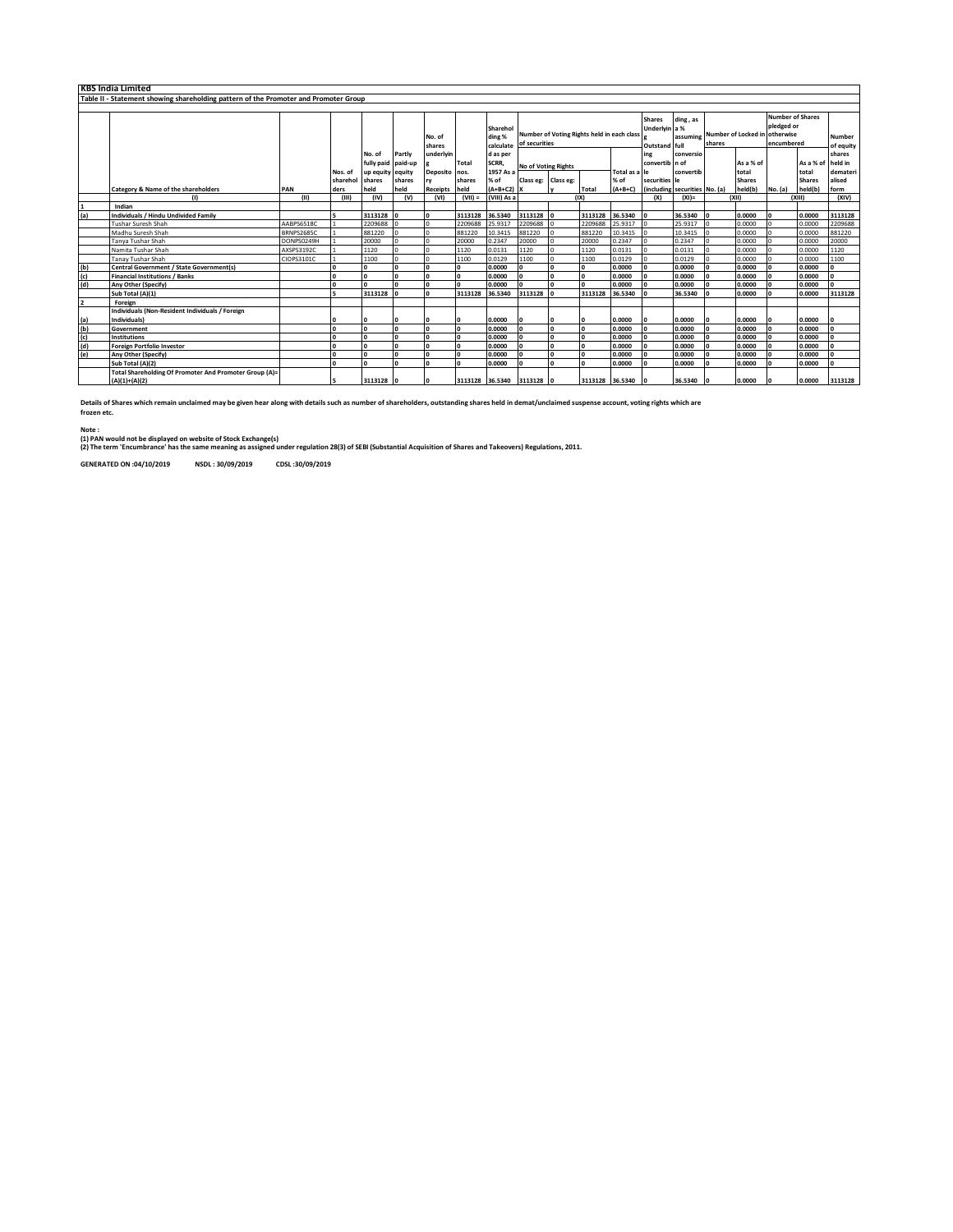## KBS India Limited

### Table II - Statement showing shareholding pattern of the Promoter and Promoter Group

| | Category & Name of the shareholders | PAN | Nos. of shareholders | No. of fully paid up equity shares held | Partly paid-up equity shares held | No. of shares underlying Depository Receipts | Total nos. shares held | Shareholding % calculated as per SCRR, 1957 As a % of (A+B+C2) | Number of Voting Rights held in each class of securities | | | | Shares Underlying Outstanding convertible securities (including | Shareholding , as a % assuming full conversion of convertible securities | Number of Locked in shares | | Number of Shares pledged or otherwise encumbered | | Number of equity shares held in dematerialised form |
|---|---|---|---|---|---|---|---|---|---|---|---|---|---|---|---|---|---|---|---|
| | | | | | | | | | No of Voting Rights | | | Total as a % of (A+B+C) | | | No. (a) | As a % of total Shares held(b) | No. (a) | As a % of total Shares held(b) | |
| | | | | | | | | | Class eg: X | Class eg: y | Total | | | | | | | | |
| | (I) | (II) | (III) | (IV) | (V) | (VI) | (VII) = | (VIII) As a | (IX) | | | | (X) | (XI)= | (XII) | | (XIII) | | (XIV) |
| 1 | **Indian** | | | | | | | | | | | | | | | | | | |
| (a) | **Individuals / Hindu Undivided Family** | | **5** | **3113128** | **0** | **0** | **3113128** | **36.5340** | **3113128** | **0** | **3113128** | **36.5340** | **0** | **36.5340** | **0** | **0.0000** | **0** | **0.0000** | **3113128** |
| | Tushar Suresh Shah | AABPS6518C | 1 | 2209688 | 0 | 0 | 2209688 | 25.9317 | 2209688 | 0 | 2209688 | 25.9317 | 0 | 25.9317 | 0 | 0.0000 | 0 | 0.0000 | 2209688 |
| | Madhu Suresh Shah | BRNPS2685C | 1 | 881220 | 0 | 0 | 881220 | 10.3415 | 881220 | 0 | 881220 | 10.3415 | 0 | 10.3415 | 0 | 0.0000 | 0 | 0.0000 | 881220 |
| | Tanya Tushar Shah | DONPS0249H | 1 | 20000 | 0 | 0 | 20000 | 0.2347 | 20000 | 0 | 20000 | 0.2347 | 0 | 0.2347 | 0 | 0.0000 | 0 | 0.0000 | 20000 |
| | Namita Tushar Shah | AXSPS3192C | 1 | 1120 | 0 | 0 | 1120 | 0.0131 | 1120 | 0 | 1120 | 0.0131 | 0 | 0.0131 | 0 | 0.0000 | 0 | 0.0000 | 1120 |
| | Tanay Tushar Shah | CIOPS3101C | 1 | 1100 | 0 | 0 | 1100 | 0.0129 | 1100 | 0 | 1100 | 0.0129 | 0 | 0.0129 | 0 | 0.0000 | 0 | 0.0000 | 1100 |
| (b) | **Central Government / State Government(s)** | | **0** | **0** | **0** | **0** | **0** | **0.0000** | **0** | **0** | **0** | **0.0000** | **0** | **0.0000** | **0** | **0.0000** | **0** | **0.0000** | **0** |
| (c) | **Financial Institutions / Banks** | | **0** | **0** | **0** | **0** | **0** | **0.0000** | **0** | **0** | **0** | **0.0000** | **0** | **0.0000** | **0** | **0.0000** | **0** | **0.0000** | **0** |
| (d) | **Any Other (Specify)** | | **0** | **0** | **0** | **0** | **0** | **0.0000** | **0** | **0** | **0** | **0.0000** | **0** | **0.0000** | **0** | **0.0000** | **0** | **0.0000** | **0** |
| | **Sub Total (A)(1)** | | **5** | **3113128** | **0** | **0** | **3113128** | **36.5340** | **3113128** | **0** | **3113128** | **36.5340** | **0** | **36.5340** | **0** | **0.0000** | **0** | **0.0000** | **3113128** |
| 2 | **Foreign** | | | | | | | | | | | | | | | | | | |
| (a) | **Individuals (Non-Resident Individuals / Foreign Individuals)** | | **0** | **0** | **0** | **0** | **0** | **0.0000** | **0** | **0** | **0** | **0.0000** | **0** | **0.0000** | **0** | **0.0000** | **0** | **0.0000** | **0** |
| (b) | **Government** | | **0** | **0** | **0** | **0** | **0** | **0.0000** | **0** | **0** | **0** | **0.0000** | **0** | **0.0000** | **0** | **0.0000** | **0** | **0.0000** | **0** |
| (c) | **Institutions** | | **0** | **0** | **0** | **0** | **0** | **0.0000** | **0** | **0** | **0** | **0.0000** | **0** | **0.0000** | **0** | **0.0000** | **0** | **0.0000** | **0** |
| (d) | **Foreign Portfolio Investor** | | **0** | **0** | **0** | **0** | **0** | **0.0000** | **0** | **0** | **0** | **0.0000** | **0** | **0.0000** | **0** | **0.0000** | **0** | **0.0000** | **0** |
| (e) | **Any Other (Specify)** | | **0** | **0** | **0** | **0** | **0** | **0.0000** | **0** | **0** | **0** | **0.0000** | **0** | **0.0000** | **0** | **0.0000** | **0** | **0.0000** | **0** |
| | **Sub Total (A)(2)** | | **0** | **0** | **0** | **0** | **0** | **0.0000** | **0** | **0** | **0** | **0.0000** | **0** | **0.0000** | **0** | **0.0000** | **0** | **0.0000** | **0** |
| | **Total Shareholding Of Promoter And Promoter Group (A)= (A)(1)+(A)(2)** | | **5** | **3113128** | **0** | **0** | **3113128** | **36.5340** | **3113128** | **0** | **3113128** | **36.5340** | **0** | **36.5340** | **0** | **0.0000** | **0** | **0.0000** | **3113128** |

**Details of Shares which remain unclaimed may be given hear along with details such as number of shareholders, outstanding shares held in demat/unclaimed suspense account, voting rights which are frozen etc.**

**Note :**
**(1) PAN would not be displayed on website of Stock Exchange(s)**
**(2) The term 'Encumbrance' has the same meaning as assigned under regulation 28(3) of SEBI (Substantial Acquisition of Shares and Takeovers) Regulations, 2011.**

**GENERATED ON :04/10/2019 NSDL : 30/09/2019 CDSL :30/09/2019**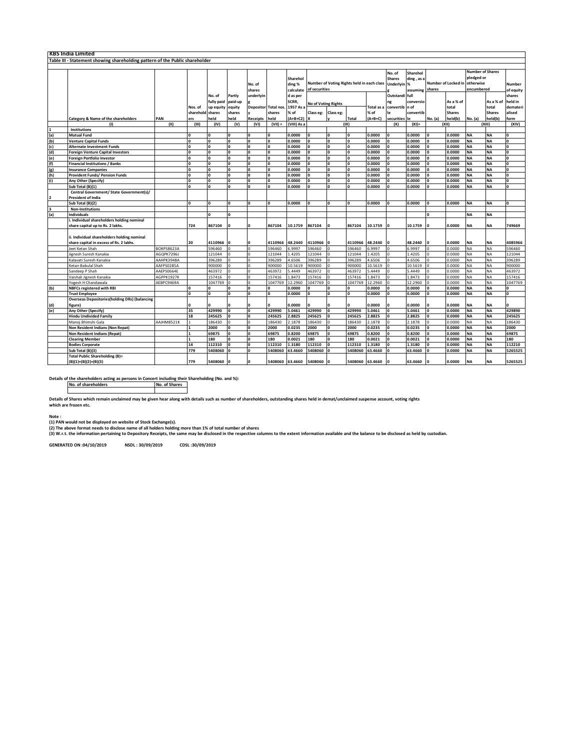# KBS India Limited

## Table III - Statement showing shareholding pattern of the Public shareholder

| | Category & Name of the shareholders | PAN | Nos. of shareholders | No. of fully paid up equity shares held | Partly paid-up equity shares held | No. of shares underlying Depository Receipts | Total nos. shares held | Shareholding % calculated as per SCRR, 1957 As a % of (A+B+C2) | Number of Voting Rights held in each class of securities | | | | No. of Shares Underlying Outstanding convertible securities | Shareholding, as a % assuming full conversion of convertible | Number of Locked in shares | | Number of Shares pledged or otherwise encumbered | | Number of equity shares held in dematerialised form |
|---|---|---|---|---|---|---|---|---|---|---|---|---|---|---|---|---|---|---|---|
| | | | | | | | | | No of Voting Rights | | | Total as a % of (A+B+C) | | | No. (a) | As a % of total Shares held(b) | No. (a) | As a % of total Shares held(b) | |
| | | | | | | | | | Class eg: X | Class eg: y | Total | | | | | | | | |
| | (I) | (II) | (III) | (IV) | (V) | (VI) | (VII) = | (VIII) As a | (IX) | | | | (X) | (XI)= | (XII) | | (XIII) | | (XIV) |
| 1 | Institutions | | | | | | | | | | | | | | | | | | |
| (a) | Mutual Fund | | 0 | 0 | 0 | 0 | 0 | 0.0000 | 0 | 0 | 0 | 0.0000 | 0 | 0.0000 | 0 | 0.0000 | NA | NA | 0 |
| (b) | Venture Capital Funds | | 0 | 0 | 0 | 0 | 0 | 0.0000 | 0 | 0 | 0 | 0.0000 | 0 | 0.0000 | 0 | 0.0000 | NA | NA | 0 |
| (c) | Alternate Investment Funds | | 0 | 0 | 0 | 0 | 0 | 0.0000 | 0 | 0 | 0 | 0.0000 | 0 | 0.0000 | 0 | 0.0000 | NA | NA | 0 |
| (d) | Foreign Venture Capital Investors | | 0 | 0 | 0 | 0 | 0 | 0.0000 | 0 | 0 | 0 | 0.0000 | 0 | 0.0000 | 0 | 0.0000 | NA | NA | 0 |
| (e) | Foreign Portfolio Investor | | 0 | 0 | 0 | 0 | 0 | 0.0000 | 0 | 0 | 0 | 0.0000 | 0 | 0.0000 | 0 | 0.0000 | NA | NA | 0 |
| (f) | Financial Institutions / Banks | | 0 | 0 | 0 | 0 | 0 | 0.0000 | 0 | 0 | 0 | 0.0000 | 0 | 0.0000 | 0 | 0.0000 | NA | NA | 0 |
| (g) | Insurance Companies | | 0 | 0 | 0 | 0 | 0 | 0.0000 | 0 | 0 | 0 | 0.0000 | 0 | 0.0000 | 0 | 0.0000 | NA | NA | 0 |
| (h) | Provident Funds/ Pension Funds | | 0 | 0 | 0 | 0 | 0 | 0.0000 | 0 | 0 | 0 | 0.0000 | 0 | 0.0000 | 0 | 0.0000 | NA | NA | 0 |
| (i) | Any Other (Specify) | | 0 | 0 | 0 | 0 | 0 | 0.0000 | 0 | 0 | 0 | 0.0000 | 0 | 0.0000 | 0 | 0.0000 | NA | NA | 0 |
| | Sub Total (B)(1) | | 0 | 0 | 0 | 0 | 0 | 0.0000 | 0 | 0 | 0 | 0.0000 | 0 | 0.0000 | 0 | 0.0000 | NA | NA | 0 |
| 2 | Central Government/ State Government(s)/ President of India | | | | | | | | | | | | | | | | | | |
| | Sub Total (B)(2) | | 0 | 0 | 0 | 0 | 0 | 0.0000 | 0 | 0 | 0 | 0.0000 | 0 | 0.0000 | 0 | 0.0000 | NA | NA | 0 |
| 3 | Non-Institutions | | | | | | | | | | | | | | | | | | |
| (a) | Individuals | | | 0 | 0 | | | | | | | | | | 0 | | NA | NA | |
| | i. Individual shareholders holding nominal share capital up to Rs. 2 lakhs. | | 724 | 867104 | 0 | 0 | 867104 | 10.1759 | 867104 | 0 | 867104 | 10.1759 | 0 | 10.1759 | 0 | 0.0000 | NA | NA | 749669 |
| | ii. Individual shareholders holding nominal share capital in excess of Rs. 2 lakhs. | | 20 | 4110966 | 0 | 0 | 4110966 | 48.2440 | 4110966 | 0 | 4110966 | 48.2440 | 0 | 48.2440 | 0 | 0.0000 | NA | NA | 4085966 |
| | Jeet Ketan Shah | BOKPS8623A | | 596460 | 0 | 0 | 596460 | 6.9997 | 596460 | 0 | 596460 | 6.9997 | 0 | 6.9997 | 0 | 0.0000 | NA | NA | 596460 |
| | Jignesh Suresh Kanakia | AGQPK7296J | | 121044 | 0 | 0 | 121044 | 1.4205 | 121044 | 0 | 121044 | 1.4205 | 0 | 1.4205 | 0 | 0.0000 | NA | NA | 121044 |
| | Kalavati Suresh Kanakia | AAHPK3948A | | 396289 | 0 | 0 | 396289 | 4.6506 | 396289 | 0 | 396289 | 4.6506 | 0 | 4.6506 | 0 | 0.0000 | NA | NA | 396289 |
| | Ketan Babulal Shah | AAFPS0285A | | 900000 | 0 | 0 | 900000 | 10.5619 | 900000 | 0 | 900000 | 10.5619 | 0 | 10.5619 | 0 | 0.0000 | NA | NA | 900000 |
| | Sandeep P Shah | AAEPS0664E | | 463972 | 0 | 0 | 463972 | 5.4449 | 463972 | 0 | 463972 | 5.4449 | 0 | 5.4449 | 0 | 0.0000 | NA | NA | 463972 |
| | Vaishali Jignesh Kanakia | AGPPK1927K | | 157416 | 0 | 0 | 157416 | 1.8473 | 157416 | 0 | 157416 | 1.8473 | 0 | 1.8473 | 0 | 0.0000 | NA | NA | 157416 |
| | Yogesh H Chandawala | AEBPC9469A | | 1047769 | 0 | 0 | 1047769 | 12.2960 | 1047769 | 0 | 1047769 | 12.2960 | 0 | 12.2960 | 0 | 0.0000 | NA | NA | 1047769 |
| (b) | NBFCs registered with RBI | | 0 | 0 | 0 | 0 | 0 | 0.0000 | 0 | 0 | 0 | 0.0000 | 0 | 0.0000 | 0 | 0.0000 | NA | NA | 0 |
| | Trust Employee | | 0 | 0 | 0 | 0 | 0 | 0.0000 | 0 | 0 | 0 | 0.0000 | 0 | 0.0000 | 0 | 0.0000 | NA | NA | 0 |
| (d) | Overseas Depositories(holding DRs) (balancing figure) | | 0 | 0 | 0 | 0 | 0 | 0.0000 | 0 | 0 | 0 | 0.0000 | 0 | 0.0000 | 0 | 0.0000 | NA | NA | 0 |
| (e) | Any Other (Specify) | | 35 | 429990 | 0 | 0 | 429990 | 5.0461 | 429990 | 0 | 429990 | 5.0461 | 0 | 5.0461 | 0 | 0.0000 | NA | NA | 429890 |
| | Hindu Undivided Family | | 18 | 245625 | 0 | 0 | 245625 | 2.8825 | 245625 | 0 | 245625 | 2.8825 | 0 | 2.8825 | 0 | 0.0000 | NA | NA | 245625 |
| | Manoj Bhimshi Gala | AAJHM8521K | 1 | 186430 | 0 | 0 | 186430 | 2.1878 | 186430 | 0 | 186430 | 2.1878 | 0 | 2.1878 | 0 | 0.0000 | NA | NA | 186430 |
| | Non Resident Indians (Non Repat) | | 1 | 2000 | 0 | 0 | 2000 | 0.0235 | 2000 | 0 | 2000 | 0.0235 | 0 | 0.0235 | 0 | 0.0000 | NA | NA | 2000 |
| | Non Resident Indians (Repat) | | 1 | 69875 | 0 | 0 | 69875 | 0.8200 | 69875 | 0 | 69875 | 0.8200 | 0 | 0.8200 | 0 | 0.0000 | NA | NA | 69875 |
| | Clearing Member | | 1 | 180 | 0 | 0 | 180 | 0.0021 | 180 | 0 | 180 | 0.0021 | 0 | 0.0021 | 0 | 0.0000 | NA | NA | 180 |
| | Bodies Corporate | | 14 | 112310 | 0 | 0 | 112310 | 1.3180 | 112310 | 0 | 112310 | 1.3180 | 0 | 1.3180 | 0 | 0.0000 | NA | NA | 112210 |
| | Sub Total (B)(3) | | 779 | 5408060 | 0 | 0 | 5408060 | 63.4660 | 5408060 | 0 | 5408060 | 63.4660 | 0 | 63.4660 | 0 | 0.0000 | NA | NA | 5265525 |
| | Total Public Shareholding (B)= (B)(1)+(B)(2)+(B)(3) | | 779 | 5408060 | 0 | 0 | 5408060 | 63.4660 | 5408060 | 0 | 5408060 | 63.4660 | 0 | 63.4660 | 0 | 0.0000 | NA | NA | 5265525 |

**Details of the shareholders acting as persons in Concert including their Shareholding (No. and %):**

| No. of shareholders | No. of Shares |
|---|---|
| | |

**Details of Shares which remain unclaimed may be given hear along with details such as number of shareholders, outstanding shares held in demat/unclaimed suspense account, voting rights which are frozen etc.**

**Note :**

**(1) PAN would not be displayed on website of Stock Exchange(s).**

**(2) The above format needs to disclose name of all holders holding more than 1% of total number of shares**

**(3) W.r.t. the information pertaining to Depository Receipts, the same may be disclosed in the respective columns to the extent information available and the balance to be disclosed as held by custodian.**

**GENERATED ON :04/10/2019 NSDL : 30/09/2019 CDSL :30/09/2019**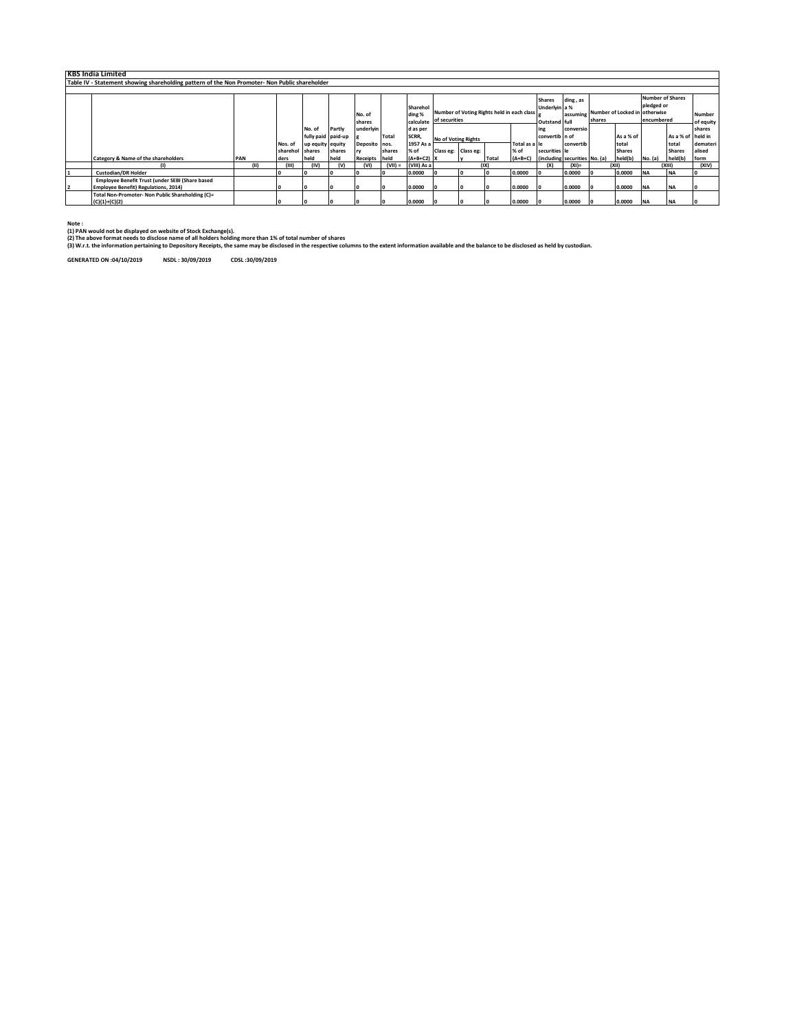**KBS India Limited**

**Table IV - Statement showing shareholding pattern of the Non Promoter- Non Public shareholder**

| | Category & Name of the shareholders | PAN | Nos. of shareholders | No. of fully paid up equity shares held | Partly paid-up equity shares held | No. of shares underlying Depository Receipts | Total nos. shares held | Shareholding % calculated as per SCRR, 1957 As a % of (A+B+C2) | Number of Voting Rights held in each class of securities | | | | Shares Underlying Outstanding convertible securities (including | Shareholding , as a % assuming full conversion of convertible securities | Number of Locked in shares | | Number of Shares pledged or otherwise encumbered | | Number of equity shares held in dematerialised form |
|---|---|---|---|---|---|---|---|---|---|---|---|---|---|---|---|---|---|---|---|
| | | | | | | | | | No of Voting Rights | | | Total as a % of (A+B+C) | | | No. (a) | As a % of total Shares held(b) | No. (a) | As a % of total Shares held(b) | |
| | | | | | | | | | Class eg: X | Class eg: y | Total | | | | | | | | |
| | (I) | (II) | (III) | (IV) | (V) | (VI) | (VII) = | (VIII) As a | (IX) | | | | (X) | (XI)= | (XII) | | (XIII) | | (XIV) |
| 1 | Custodian/DR Holder | | 0 | 0 | 0 | 0 | 0 | 0.0000 | 0 | 0 | 0 | 0.0000 | 0 | 0.0000 | 0 | 0.0000 | NA | NA | 0 |
| 2 | Employee Benefit Trust (under SEBI (Share based Employee Benefit) Regulations, 2014) | | 0 | 0 | 0 | 0 | 0 | 0.0000 | 0 | 0 | 0 | 0.0000 | 0 | 0.0000 | 0 | 0.0000 | NA | NA | 0 |
| | Total Non-Promoter- Non Public Shareholding (C)= (C)(1)+(C)(2) | | 0 | 0 | 0 | 0 | 0 | 0.0000 | 0 | 0 | 0 | 0.0000 | 0 | 0.0000 | 0 | 0.0000 | NA | NA | 0 |

**Note :**

**(1) PAN would not be displayed on website of Stock Exchange(s).**

**(2) The above format needs to disclose name of all holders holding more than 1% of total number of shares**

**(3) W.r.t. the information pertaining to Depository Receipts, the same may be disclosed in the respective columns to the extent information available and the balance to be disclosed as held by custodian.**

**GENERATED ON :04/10/2019 NSDL : 30/09/2019 CDSL :30/09/2019**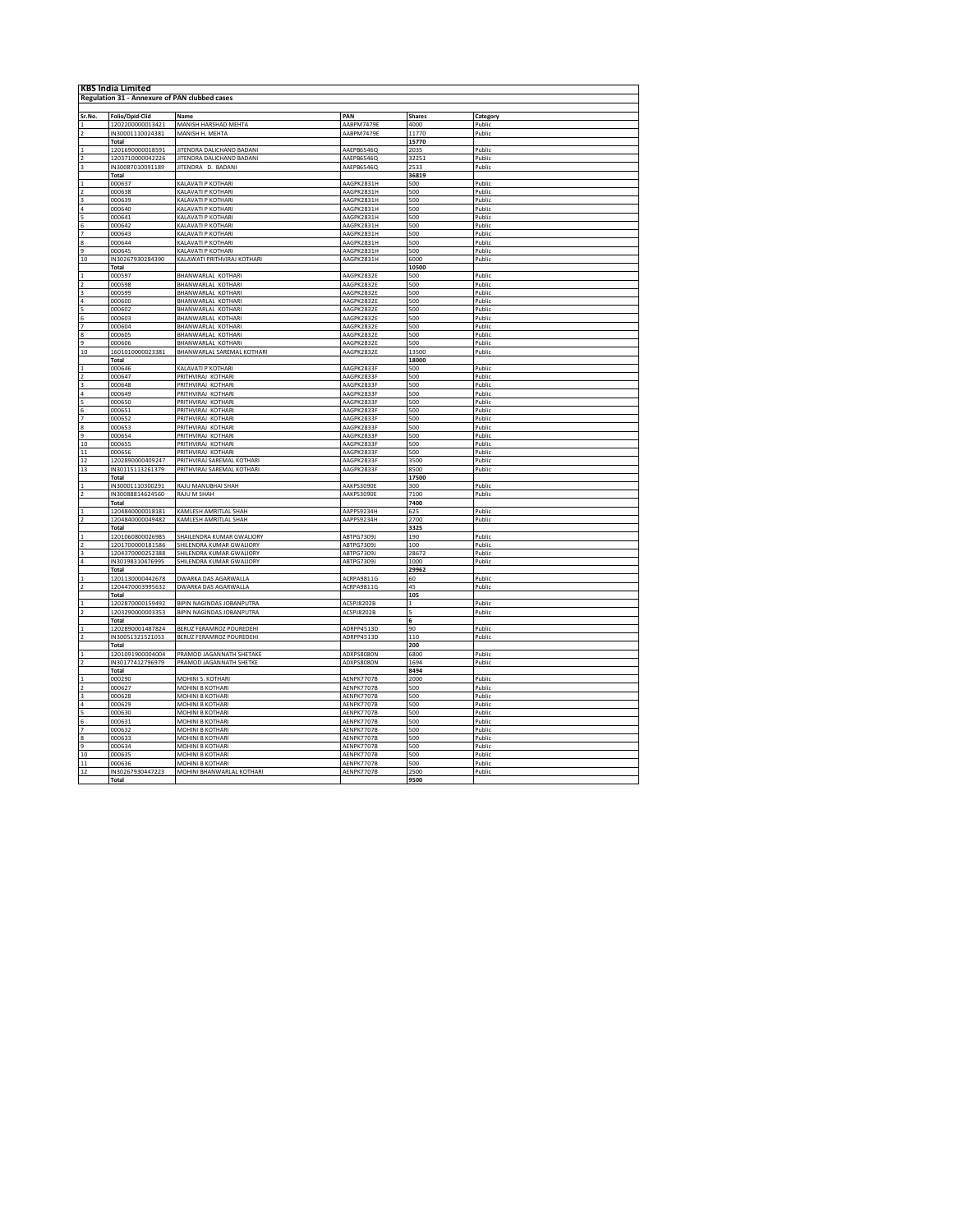## KBS India Limited

**Regulation 31 - Annexure of PAN clubbed cases**

| Sr.No. | Folio/Dpid-Clid | Name | PAN | Shares | Category |
|---|---|---|---|---|---|
| 1 | 1202200000013421 | MANISH HARSHAD MEHTA | AABPM7479E | 4000 | Public |
| 2 | IN30001110024381 | MANISH H. MEHTA | AABPM7479E | 11770 | Public |
| | **Total** | | | **15770** | |
| 1 | 1201690000018591 | JITENDRA DALICHAND BADANI | AAEPB6546Q | 2035 | Public |
| 2 | 1203710000042226 | JITENDRA DALICHAND BADANI | AAEPB6546Q | 32251 | Public |
| 3 | IN30087010091189 | JITENDRA D. BADANI | AAEPB6546Q | 2533 | Public |
| | **Total** | | | **36819** | |
| 1 | 000637 | KALAVATI P KOTHARI | AAGPK2831H | 500 | Public |
| 2 | 000638 | KALAVATI P KOTHARI | AAGPK2831H | 500 | Public |
| 3 | 000639 | KALAVATI P KOTHARI | AAGPK2831H | 500 | Public |
| 4 | 000640 | KALAVATI P KOTHARI | AAGPK2831H | 500 | Public |
| 5 | 000641 | KALAVATI P KOTHARI | AAGPK2831H | 500 | Public |
| 6 | 000642 | KALAVATI P KOTHARI | AAGPK2831H | 500 | Public |
| 7 | 000643 | KALAVATI P KOTHARI | AAGPK2831H | 500 | Public |
| 8 | 000644 | KALAVATI P KOTHARI | AAGPK2831H | 500 | Public |
| 9 | 000645 | KALAVATI P KOTHARI | AAGPK2831H | 500 | Public |
| 10 | IN30267930284390 | KALAWATI PRITHVIRAJ KOTHARI | AAGPK2831H | 6000 | Public |
| | **Total** | | | **10500** | |
| 1 | 000597 | BHANWARLAL KOTHARI | AAGPK2832E | 500 | Public |
| 2 | 000598 | BHANWARLAL KOTHARI | AAGPK2832E | 500 | Public |
| 3 | 000599 | BHANWARLAL KOTHARI | AAGPK2832E | 500 | Public |
| 4 | 000600 | BHANWARLAL KOTHARI | AAGPK2832E | 500 | Public |
| 5 | 000602 | BHANWARLAL KOTHARI | AAGPK2832E | 500 | Public |
| 6 | 000603 | BHANWARLAL KOTHARI | AAGPK2832E | 500 | Public |
| 7 | 000604 | BHANWARLAL KOTHARI | AAGPK2832E | 500 | Public |
| 8 | 000605 | BHANWARLAL KOTHARI | AAGPK2832E | 500 | Public |
| 9 | 000606 | BHANWARLAL KOTHARI | AAGPK2832E | 500 | Public |
| 10 | 1601010000023381 | BHANWARLAL SAREMAL KOTHARI | AAGPK2832E | 13500 | Public |
| | **Total** | | | **18000** | |
| 1 | 000646 | KALAVATI P KOTHARI | AAGPK2833F | 500 | Public |
| 2 | 000647 | PRITHVIRAJ KOTHARI | AAGPK2833F | 500 | Public |
| 3 | 000648 | PRITHVIRAJ KOTHARI | AAGPK2833F | 500 | Public |
| 4 | 000649 | PRITHVIRAJ KOTHARI | AAGPK2833F | 500 | Public |
| 5 | 000650 | PRITHVIRAJ KOTHARI | AAGPK2833F | 500 | Public |
| 6 | 000651 | PRITHVIRAJ KOTHARI | AAGPK2833F | 500 | Public |
| 7 | 000652 | PRITHVIRAJ KOTHARI | AAGPK2833F | 500 | Public |
| 8 | 000653 | PRITHVIRAJ KOTHARI | AAGPK2833F | 500 | Public |
| 9 | 000654 | PRITHVIRAJ KOTHARI | AAGPK2833F | 500 | Public |
| 10 | 000655 | PRITHVIRAJ KOTHARI | AAGPK2833F | 500 | Public |
| 11 | 000656 | PRITHVIRAJ KOTHARI | AAGPK2833F | 500 | Public |
| 12 | 1202890000409247 | PRITHVIRAJ SAREMAL KOTHARI | AAGPK2833F | 3500 | Public |
| 13 | IN30115113261379 | PRITHVIRAJ SAREMAL KOTHARI | AAGPK2833F | 8500 | Public |
| | **Total** | | | **17500** | |
| 1 | IN30001110300291 | RAJU MANUBHAI SHAH | AAKPS3090E | 300 | Public |
| 2 | IN30088814624560 | RAJU M SHAH | AAKPS3090E | 7100 | Public |
| | **Total** | | | **7400** | |
| 1 | 1204840000018181 | KAMLESH AMRITLAL SHAH | AAPPS9234H | 625 | Public |
| 2 | 1204840000049482 | KAMLESH AMRITLAL SHAH | AAPPS9234H | 2700 | Public |
| | **Total** | | | **3325** | |
| 1 | 1201060800026985 | SHAILENDRA KUMAR GWALIORY | ABTPG7309J | 190 | Public |
| 2 | 1201700000181586 | SHILENDRA KUMAR GWALIORY | ABTPG7309J | 100 | Public |
| 3 | 1204370000252388 | SHILENDRA KUMAR GWALIORY | ABTPG7309J | 28672 | Public |
| 4 | IN30198310476995 | SHILENDRA KUMAR GWALIORY | ABTPG7309J | 1000 | Public |
| | **Total** | | | **29962** | |
| 1 | 1201130000442678 | DWARKA DAS AGARWALLA | ACRPA9811G | 60 | Public |
| 2 | 1204470003995632 | DWARKA DAS AGARWALLA | ACRPA9811G | 45 | Public |
| | **Total** | | | **105** | |
| 1 | 1202870000159492 | BIPIN NAGINDAS JOBANPUTRA | ACSPJ8202B | 1 | Public |
| 2 | 1203290000003353 | BIPIN NAGINDAS JOBANPUTRA | ACSPJ8202B | 5 | Public |
| | **Total** | | | **6** | |
| 1 | 1202890001487824 | BERUZ FERAMROZ POUREDEHI | ADRPP4513D | 90 | Public |
| 2 | IN30051321521053 | BERUZ FERAMROZ POUREDEHI | ADRPP4513D | 110 | Public |
| | **Total** | | | **200** | |
| 1 | 1201091900004004 | PRAMOD JAGANNATH SHETAKE | ADXPS8080N | 6800 | Public |
| 2 | IN30177412796979 | PRAMOD JAGANNATH SHETKE | ADXPS8080N | 1694 | Public |
| | **Total** | | | **8494** | |
| 1 | 000290 | MOHINI S. KOTHARI | AENPK7707B | 2000 | Public |
| 2 | 000627 | MOHINI B KOTHARI | AENPK7707B | 500 | Public |
| 3 | 000628 | MOHINI B KOTHARI | AENPK7707B | 500 | Public |
| 4 | 000629 | MOHINI B KOTHARI | AENPK7707B | 500 | Public |
| 5 | 000630 | MOHINI B KOTHARI | AENPK7707B | 500 | Public |
| 6 | 000631 | MOHINI B KOTHARI | AENPK7707B | 500 | Public |
| 7 | 000632 | MOHINI B KOTHARI | AENPK7707B | 500 | Public |
| 8 | 000633 | MOHINI B KOTHARI | AENPK7707B | 500 | Public |
| 9 | 000634 | MOHINI B KOTHARI | AENPK7707B | 500 | Public |
| 10 | 000635 | MOHINI B KOTHARI | AENPK7707B | 500 | Public |
| 11 | 000636 | MOHINI B KOTHARI | AENPK7707B | 500 | Public |
| 12 | IN30267930447223 | MOHINI BHANWARLAL KOTHARI | AENPK7707B | 2500 | Public |
| | **Total** | | | **9500** | |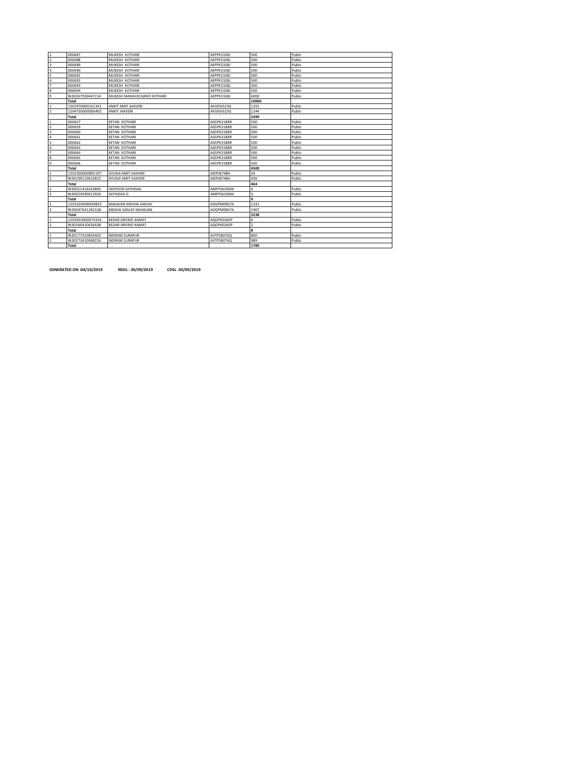| | | | | | |
|---|---|---|---|---|---|
| 1 | 000687 | MUKESH KOTHARI | AEPPK3108J | 500 | Public |
| 2 | 000688 | MUKESH KOTHARI | AEPPK3108J | 500 | Public |
| 3 | 000689 | MUKESH KOTHARI | AEPPK3108J | 500 | Public |
| 4 | 000690 | MUKESH KOTHARI | AEPPK3108J | 500 | Public |
| 5 | 000691 | MUKESH KOTHARI | AEPPK3108J | 500 | Public |
| 6 | 000692 | MUKESH KOTHARI | AEPPK3108J | 500 | Public |
| 7 | 000693 | MUKESH KOTHARI | AEPPK3108J | 500 | Public |
| 8 | 000694 | MUKESH KOTHARI | AEPPK3108J | 500 | Public |
| 9 | IN30267930447214 | MUKESH MANACKCHAND KOTHARI | AEPPK3108J | 6000 | Public |
| | **Total** | | | **10000** | |
| 1 | 1202970000161341 | ANKIT AMIT JHAVERI | AFGPJ6523G | 1255 | Public |
| 2 | 1204750000006402 | ANKIT JHAVERI | AFGPJ6523G | 1244 | Public |
| | **Total** | | | **2499** | |
| 1 | 000657 | KETAN KOTHARI | AGSPK3188R | 500 | Public |
| 2 | 000659 | KETAN KOTHARI | AGSPK3188R | 500 | Public |
| 3 | 000660 | KETAN KOTHARI | AGSPK3188R | 500 | Public |
| 4 | 000661 | KETAN KOTHARI | AGSPK3188R | 500 | Public |
| 5 | 000662 | KETAN KOTHARI | AGSPK3188R | 500 | Public |
| 6 | 000663 | KETAN KOTHARI | AGSPK3188R | 500 | Public |
| 7 | 000664 | KETAN KOTHARI | AGSPK3188R | 500 | Public |
| 8 | 000665 | KETAN KOTHARI | AGSPK3188R | 500 | Public |
| 9 | 000666 | KETAN KOTHARI | AGSPK3188R | 500 | Public |
| | **Total** | | | **4500** | |
| 1 | 1202300000805197 | AYUSHI AMIT JHAVERI | AIDPJ8748H | 34 | Public |
| 2 | IN30199110652822 | AYUSHI AMIT JHAVERI | AIDPJ8748H | 430 | Public |
| | **Total** | | | **464** | |
| 1 | IN30021414433895 | ODIYOOR SATHISHA | AMFPS6296M | 4 | Public |
| 2 | IN30023930012926 | SATHISHA O | AMFPS6296M | 5 | Public |
| | **Total** | | | **9** | |
| 1 | 1203320008430833 | MAHAJAN MEGHA SANJAY | AOGPM0967A | 1331 | Public |
| 2 | IN30047641281558 | MEGHA SANJAY MAHAJAN | AOGPM0967A | 1907 | Public |
| | **Total** | | | **3238** | |
| 1 | 1205910000074334 | KEDAR ARVIND KAMAT | AQOPK0360P | 6 | Public |
| 2 | IN30160410656438 | KEDAR ARVIND KAMAT | AQOPK0360P | 2 | Public |
| | **Total** | | | **8** | |
| 1 | IN30177410855402 | INDRANI SURAPUR | AVTPS8076Q | 800 | Public |
| 2 | IN30273410068226 | INDRANI SURAPUR | AVTPS8076Q | 989 | Public |
| | **Total** | | | **1789** | |

**GENERATED ON :04/10/2019 NSDL : 30/09/2019 CDSL :30/09/2019**